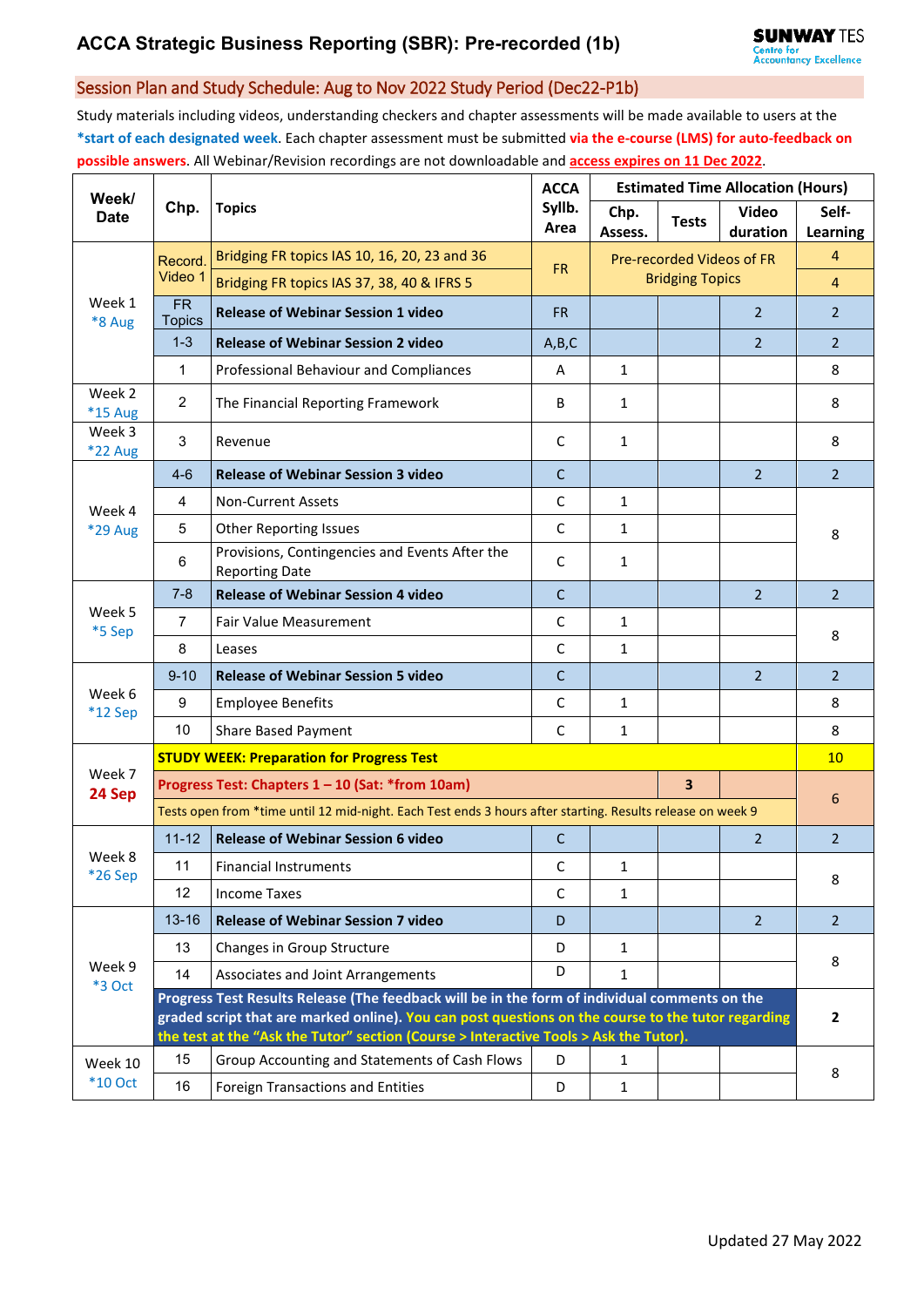# ACCA Strategic Business Reporting (SBR): Pre-recorded (1b)

SUNWAY TES Centre for Accountancy Excellence

## Session Plan and Study Schedule: Aug to Nov 2022 Study Period (Dec22-P1b)

Study materials including videos, understanding checkers and chapter assessments will be made available to users at the **\*start of each designated week**. Each chapter assessment must be submitted **via the e-course (LMS) for auto-feedback on possible answers**. All Webinar/Revision recordings are not downloadable and **access expires on 11 Dec 2022**.

| Week/ Date | Chp. | Topics | ACCA Syllb. Area | Estimated Time Allocation (Hours) | | | |
|---|---|---|---|---|---|---|---|
| | | | | Chp. Assess. | Tests | Video duration | Self-Learning |
| Week 1 *8 Aug | Record. Video 1 | Bridging FR topics IAS 10, 16, 20, 23 and 36 | FR | Pre-recorded Videos of FR Bridging Topics | | | 4 |
| | | Bridging FR topics IAS 37, 38, 40 & IFRS 5 | | | | | 4 |
| | FR Topics | **Release of Webinar Session 1 video** | FR | | | 2 | 2 |
| | 1-3 | **Release of Webinar Session 2 video** | A,B,C | | | 2 | 2 |
| | 1 | Professional Behaviour and Compliances | A | 1 | | | 8 |
| Week 2 *15 Aug | 2 | The Financial Reporting Framework | B | 1 | | | 8 |
| Week 3 *22 Aug | 3 | Revenue | C | 1 | | | 8 |
| Week 4 *29 Aug | 4-6 | **Release of Webinar Session 3 video** | C | | | 2 | 2 |
| | 4 | Non-Current Assets | C | 1 | | | 8 |
| | 5 | Other Reporting Issues | C | 1 | | | |
| | 6 | Provisions, Contingencies and Events After the Reporting Date | C | 1 | | | |
| Week 5 *5 Sep | 7-8 | **Release of Webinar Session 4 video** | C | | | 2 | 2 |
| | 7 | Fair Value Measurement | C | 1 | | | 8 |
| | 8 | Leases | C | 1 | | | |
| Week 6 *12 Sep | 9-10 | **Release of Webinar Session 5 video** | C | | | 2 | 2 |
| | 9 | Employee Benefits | C | 1 | | | 8 |
| | 10 | Share Based Payment | C | 1 | | | 8 |
| Week 7 **24 Sep** | **STUDY WEEK: Preparation for Progress Test** | | | | | | 10 |
| | **Progress Test: Chapters 1 – 10 (Sat: *from 10am)** | | | | 3 | | 6 |
| | Tests open from *time until 12 mid-night. Each Test ends 3 hours after starting. Results release on week 9 | | | | | | |
| Week 8 *26 Sep | 11-12 | **Release of Webinar Session 6 video** | C | | | 2 | 2 |
| | 11 | Financial Instruments | C | 1 | | | 8 |
| | 12 | Income Taxes | C | 1 | | | |
| Week 9 *3 Oct | 13-16 | **Release of Webinar Session 7 video** | D | | | 2 | 2 |
| | 13 | Changes in Group Structure | D | 1 | | | 8 |
| | 14 | Associates and Joint Arrangements | D | 1 | | | |
| | **Progress Test Results Release (The feedback will be in the form of individual comments on the graded script that are marked online). You can post questions on the course to the tutor regarding the test at the "Ask the Tutor" section (Course > Interactive Tools > Ask the Tutor).** | | | | | | **2** |
| Week 10 *10 Oct | 15 | Group Accounting and Statements of Cash Flows | D | 1 | | | 8 |
| | 16 | Foreign Transactions and Entities | D | 1 | | | |

Updated 27 May 2022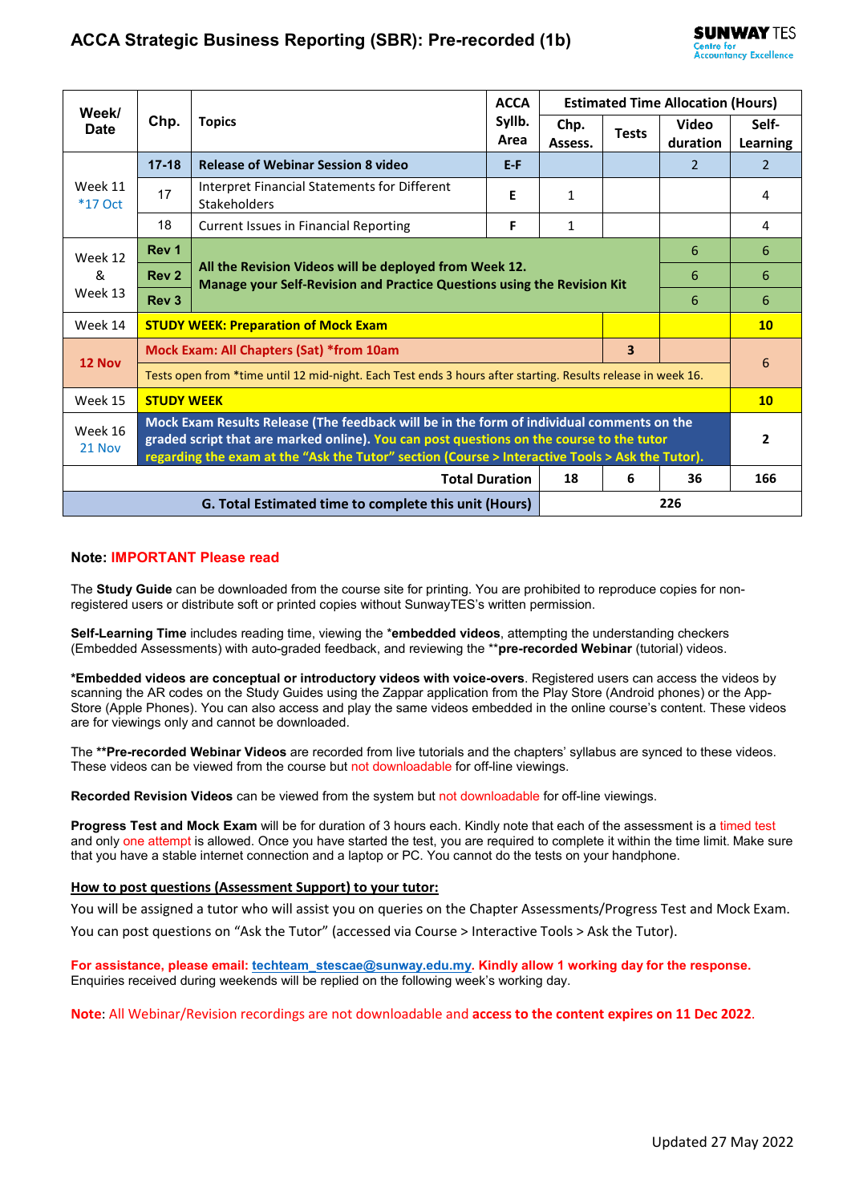## ACCA Strategic Business Reporting (SBR): Pre-recorded (1b)

| Week/ Date | Chp. | Topics | ACCA Syllb. Area | Estimated Time Allocation (Hours) | | | |
|---|---|---|---|---|---|---|---|
| | | | | Chp. Assess. | Tests | Video duration | Self-Learning |
| Week 11 *17 Oct | 17-18 | **Release of Webinar Session 8 video** | **E-F** | | | 2 | 2 |
| | 17 | Interpret Financial Statements for Different Stakeholders | **E** | 1 | | | 4 |
| | 18 | Current Issues in Financial Reporting | **F** | 1 | | | 4 |
| Week 12 & Week 13 | **Rev 1** | **All the Revision Videos will be deployed from Week 12. Manage your Self-Revision and Practice Questions using the Revision Kit** | | | | 6 | 6 |
| | **Rev 2** | | | | | 6 | 6 |
| | **Rev 3** | | | | | 6 | 6 |
| Week 14 | **STUDY WEEK: Preparation of Mock Exam** | | | | | | **10** |
| **12 Nov** | **Mock Exam: All Chapters (Sat) *from 10am** | | | | **3** | | 6 |
| | Tests open from *time until 12 mid-night. Each Test ends 3 hours after starting. Results release in week 16. | | | | | | |
| Week 15 | **STUDY WEEK** | | | | | | **10** |
| Week 16 21 Nov | **Mock Exam Results Release (The feedback will be in the form of individual comments on the graded script that are marked online). You can post questions on the course to the tutor regarding the exam at the "Ask the Tutor" section (Course > Interactive Tools > Ask the Tutor).** | | | | | | **2** |
| **Total Duration** | | | | **18** | **6** | **36** | **166** |
| **G. Total Estimated time to complete this unit (Hours)** | | | | **226** | | | |

### Note: IMPORTANT Please read

The **Study Guide** can be downloaded from the course site for printing. You are prohibited to reproduce copies for non-registered users or distribute soft or printed copies without SunwayTES's written permission.

**Self-Learning Time** includes reading time, viewing the ***embedded videos**, attempting the understanding checkers (Embedded Assessments) with auto-graded feedback, and reviewing the ****pre-recorded Webinar** (tutorial) videos.

***Embedded videos are conceptual or introductory videos with voice-overs**. Registered users can access the videos by scanning the AR codes on the Study Guides using the Zappar application from the Play Store (Android phones) or the App-Store (Apple Phones). You can also access and play the same videos embedded in the online course's content. These videos are for viewings only and cannot be downloaded.

The ****Pre-recorded Webinar Videos** are recorded from live tutorials and the chapters' syllabus are synced to these videos. These videos can be viewed from the course but not downloadable for off-line viewings.

**Recorded Revision Videos** can be viewed from the system but not downloadable for off-line viewings.

**Progress Test and Mock Exam** will be for duration of 3 hours each. Kindly note that each of the assessment is a timed test and only one attempt is allowed. Once you have started the test, you are required to complete it within the time limit. Make sure that you have a stable internet connection and a laptop or PC. You cannot do the tests on your handphone.

**How to post questions (Assessment Support) to your tutor:**

You will be assigned a tutor who will assist you on queries on the Chapter Assessments/Progress Test and Mock Exam. You can post questions on "Ask the Tutor" (accessed via Course > Interactive Tools > Ask the Tutor).

**For assistance, please email: techteam_stescae@sunway.edu.my. Kindly allow 1 working day for the response.** Enquiries received during weekends will be replied on the following week's working day.

**Note**: All Webinar/Revision recordings are not downloadable and **access to the content expires on 11 Dec 2022**.

Updated 27 May 2022